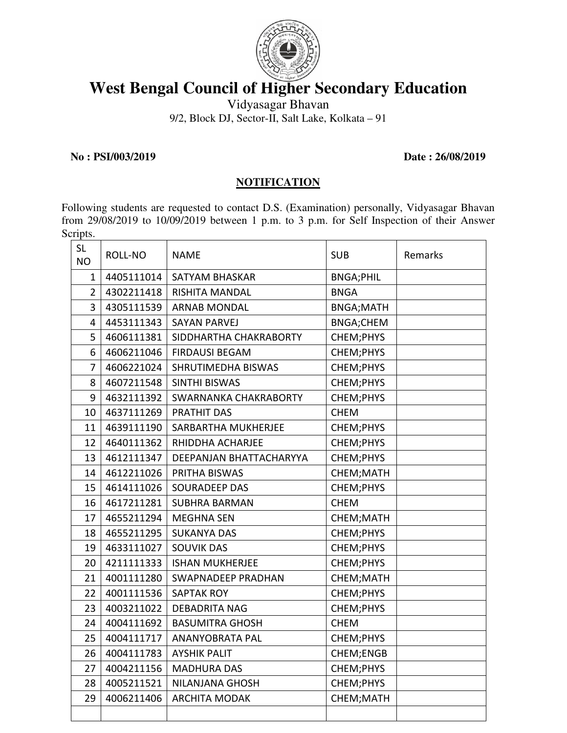# West Bengal Council of Higher Secondary Education

Vidyasagar Bhavan
9/2, Block DJ, Sector-II, Salt Lake, Kolkata – 91

**No : PSI/003/2019** **Date : 26/08/2019**

## NOTIFICATION

Following students are requested to contact D.S. (Examination) personally, Vidyasagar Bhavan from 29/08/2019 to 10/09/2019 between 1 p.m. to 3 p.m. for Self Inspection of their Answer Scripts.

| SL NO | ROLL-NO | NAME | SUB | Remarks |
|---|---|---|---|---|
| 1 | 4405111014 | SATYAM BHASKAR | BNGA;PHIL | |
| 2 | 4302211418 | RISHITA MANDAL | BNGA | |
| 3 | 4305111539 | ARNAB MONDAL | BNGA;MATH | |
| 4 | 4453111343 | SAYAN PARVEJ | BNGA;CHEM | |
| 5 | 4606111381 | SIDDHARTHA CHAKRABORTY | CHEM;PHYS | |
| 6 | 4606211046 | FIRDAUSI BEGAM | CHEM;PHYS | |
| 7 | 4606221024 | SHRUTIMEDHA BISWAS | CHEM;PHYS | |
| 8 | 4607211548 | SINTHI BISWAS | CHEM;PHYS | |
| 9 | 4632111392 | SWARNANKA CHAKRABORTY | CHEM;PHYS | |
| 10 | 4637111269 | PRATHIT DAS | CHEM | |
| 11 | 4639111190 | SARBARTHA MUKHERJEE | CHEM;PHYS | |
| 12 | 4640111362 | RHIDDHA ACHARJEE | CHEM;PHYS | |
| 13 | 4612111347 | DEEPANJAN BHATTACHARYYA | CHEM;PHYS | |
| 14 | 4612211026 | PRITHA BISWAS | CHEM;MATH | |
| 15 | 4614111026 | SOURADEEP DAS | CHEM;PHYS | |
| 16 | 4617211281 | SUBHRA BARMAN | CHEM | |
| 17 | 4655211294 | MEGHNA SEN | CHEM;MATH | |
| 18 | 4655211295 | SUKANYA DAS | CHEM;PHYS | |
| 19 | 4633111027 | SOUVIK DAS | CHEM;PHYS | |
| 20 | 4211111333 | ISHAN MUKHERJEE | CHEM;PHYS | |
| 21 | 4001111280 | SWAPNADEEP PRADHAN | CHEM;MATH | |
| 22 | 4001111536 | SAPTAK ROY | CHEM;PHYS | |
| 23 | 4003211022 | DEBADRITA NAG | CHEM;PHYS | |
| 24 | 4004111692 | BASUMITRA GHOSH | CHEM | |
| 25 | 4004111717 | ANANYOBRATA PAL | CHEM;PHYS | |
| 26 | 4004111783 | AYSHIK PALIT | CHEM;ENGB | |
| 27 | 4004211156 | MADHURA DAS | CHEM;PHYS | |
| 28 | 4005211521 | NILANJANA GHOSH | CHEM;PHYS | |
| 29 | 4006211406 | ARCHITA MODAK | CHEM;MATH | |
| | | | | |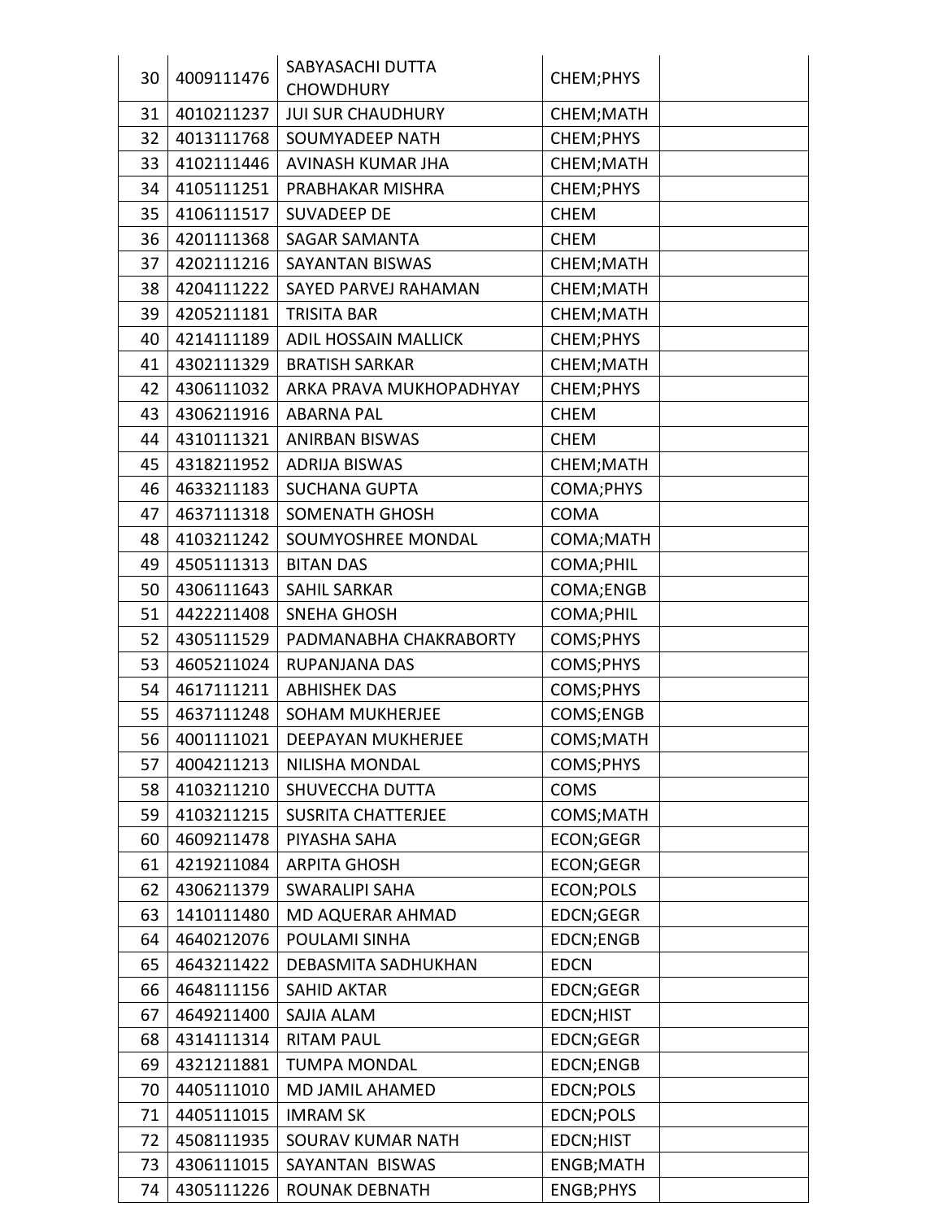| 30 | 4009111476 | SABYASACHI DUTTA CHOWDHURY | CHEM;PHYS | |
|---|---|---|---|---|
| 31 | 4010211237 | JUI SUR CHAUDHURY | CHEM;MATH | |
| 32 | 4013111768 | SOUMYADEEP NATH | CHEM;PHYS | |
| 33 | 4102111446 | AVINASH KUMAR JHA | CHEM;MATH | |
| 34 | 4105111251 | PRABHAKAR MISHRA | CHEM;PHYS | |
| 35 | 4106111517 | SUVADEEP DE | CHEM | |
| 36 | 4201111368 | SAGAR SAMANTA | CHEM | |
| 37 | 4202111216 | SAYANTAN BISWAS | CHEM;MATH | |
| 38 | 4204111222 | SAYED PARVEJ RAHAMAN | CHEM;MATH | |
| 39 | 4205211181 | TRISITA BAR | CHEM;MATH | |
| 40 | 4214111189 | ADIL HOSSAIN MALLICK | CHEM;PHYS | |
| 41 | 4302111329 | BRATISH SARKAR | CHEM;MATH | |
| 42 | 4306111032 | ARKA PRAVA MUKHOPADHYAY | CHEM;PHYS | |
| 43 | 4306211916 | ABARNA PAL | CHEM | |
| 44 | 4310111321 | ANIRBAN BISWAS | CHEM | |
| 45 | 4318211952 | ADRIJA BISWAS | CHEM;MATH | |
| 46 | 4633211183 | SUCHANA GUPTA | COMA;PHYS | |
| 47 | 4637111318 | SOMENATH GHOSH | COMA | |
| 48 | 4103211242 | SOUMYOSHREE MONDAL | COMA;MATH | |
| 49 | 4505111313 | BITAN DAS | COMA;PHIL | |
| 50 | 4306111643 | SAHIL SARKAR | COMA;ENGB | |
| 51 | 4422211408 | SNEHA GHOSH | COMA;PHIL | |
| 52 | 4305111529 | PADMANABHA CHAKRABORTY | COMS;PHYS | |
| 53 | 4605211024 | RUPANJANA DAS | COMS;PHYS | |
| 54 | 4617111211 | ABHISHEK DAS | COMS;PHYS | |
| 55 | 4637111248 | SOHAM MUKHERJEE | COMS;ENGB | |
| 56 | 4001111021 | DEEPAYAN MUKHERJEE | COMS;MATH | |
| 57 | 4004211213 | NILISHA MONDAL | COMS;PHYS | |
| 58 | 4103211210 | SHUVECCHA DUTTA | COMS | |
| 59 | 4103211215 | SUSRITA CHATTERJEE | COMS;MATH | |
| 60 | 4609211478 | PIYASHA SAHA | ECON;GEGR | |
| 61 | 4219211084 | ARPITA GHOSH | ECON;GEGR | |
| 62 | 4306211379 | SWARALIPI SAHA | ECON;POLS | |
| 63 | 1410111480 | MD AQUERAR AHMAD | EDCN;GEGR | |
| 64 | 4640212076 | POULAMI SINHA | EDCN;ENGB | |
| 65 | 4643211422 | DEBASMITA SADHUKHAN | EDCN | |
| 66 | 4648111156 | SAHID AKTAR | EDCN;GEGR | |
| 67 | 4649211400 | SAJIA ALAM | EDCN;HIST | |
| 68 | 4314111314 | RITAM PAUL | EDCN;GEGR | |
| 69 | 4321211881 | TUMPA MONDAL | EDCN;ENGB | |
| 70 | 4405111010 | MD JAMIL AHAMED | EDCN;POLS | |
| 71 | 4405111015 | IMRAM SK | EDCN;POLS | |
| 72 | 4508111935 | SOURAV KUMAR NATH | EDCN;HIST | |
| 73 | 4306111015 | SAYANTAN  BISWAS | ENGB;MATH | |
| 74 | 4305111226 | ROUNAK DEBNATH | ENGB;PHYS | |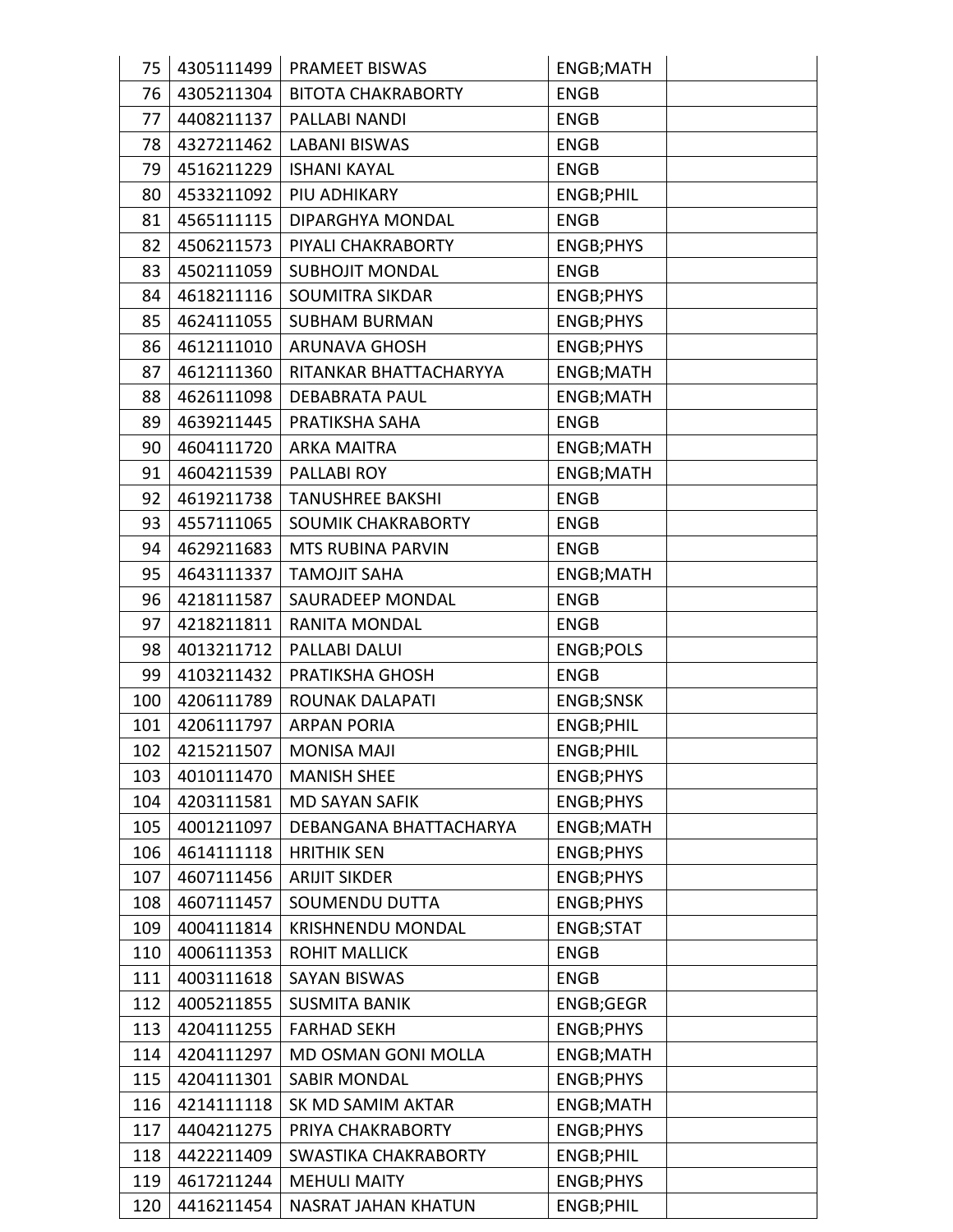| | | | | |
|---|---|---|---|---|
| 75 | 4305111499 | PRAMEET BISWAS | ENGB;MATH | |
| 76 | 4305211304 | BITOTA CHAKRABORTY | ENGB | |
| 77 | 4408211137 | PALLABI NANDI | ENGB | |
| 78 | 4327211462 | LABANI BISWAS | ENGB | |
| 79 | 4516211229 | ISHANI KAYAL | ENGB | |
| 80 | 4533211092 | PIU ADHIKARY | ENGB;PHIL | |
| 81 | 4565111115 | DIPARGHYA MONDAL | ENGB | |
| 82 | 4506211573 | PIYALI CHAKRABORTY | ENGB;PHYS | |
| 83 | 4502111059 | SUBHOJIT MONDAL | ENGB | |
| 84 | 4618211116 | SOUMITRA SIKDAR | ENGB;PHYS | |
| 85 | 4624111055 | SUBHAM BURMAN | ENGB;PHYS | |
| 86 | 4612111010 | ARUNAVA GHOSH | ENGB;PHYS | |
| 87 | 4612111360 | RITANKAR BHATTACHARYYA | ENGB;MATH | |
| 88 | 4626111098 | DEBABRATA PAUL | ENGB;MATH | |
| 89 | 4639211445 | PRATIKSHA SAHA | ENGB | |
| 90 | 4604111720 | ARKA MAITRA | ENGB;MATH | |
| 91 | 4604211539 | PALLABI ROY | ENGB;MATH | |
| 92 | 4619211738 | TANUSHREE BAKSHI | ENGB | |
| 93 | 4557111065 | SOUMIK CHAKRABORTY | ENGB | |
| 94 | 4629211683 | MTS RUBINA PARVIN | ENGB | |
| 95 | 4643111337 | TAMOJIT SAHA | ENGB;MATH | |
| 96 | 4218111587 | SAURADEEP MONDAL | ENGB | |
| 97 | 4218211811 | RANITA MONDAL | ENGB | |
| 98 | 4013211712 | PALLABI DALUI | ENGB;POLS | |
| 99 | 4103211432 | PRATIKSHA GHOSH | ENGB | |
| 100 | 4206111789 | ROUNAK DALAPATI | ENGB;SNSK | |
| 101 | 4206111797 | ARPAN PORIA | ENGB;PHIL | |
| 102 | 4215211507 | MONISA MAJI | ENGB;PHIL | |
| 103 | 4010111470 | MANISH SHEE | ENGB;PHYS | |
| 104 | 4203111581 | MD SAYAN SAFIK | ENGB;PHYS | |
| 105 | 4001211097 | DEBANGANA BHATTACHARYA | ENGB;MATH | |
| 106 | 4614111118 | HRITHIK SEN | ENGB;PHYS | |
| 107 | 4607111456 | ARIJIT SIKDER | ENGB;PHYS | |
| 108 | 4607111457 | SOUMENDU DUTTA | ENGB;PHYS | |
| 109 | 4004111814 | KRISHNENDU MONDAL | ENGB;STAT | |
| 110 | 4006111353 | ROHIT MALLICK | ENGB | |
| 111 | 4003111618 | SAYAN BISWAS | ENGB | |
| 112 | 4005211855 | SUSMITA BANIK | ENGB;GEGR | |
| 113 | 4204111255 | FARHAD SEKH | ENGB;PHYS | |
| 114 | 4204111297 | MD OSMAN GONI MOLLA | ENGB;MATH | |
| 115 | 4204111301 | SABIR MONDAL | ENGB;PHYS | |
| 116 | 4214111118 | SK MD SAMIM AKTAR | ENGB;MATH | |
| 117 | 4404211275 | PRIYA CHAKRABORTY | ENGB;PHYS | |
| 118 | 4422211409 | SWASTIKA CHAKRABORTY | ENGB;PHIL | |
| 119 | 4617211244 | MEHULI MAITY | ENGB;PHYS | |
| 120 | 4416211454 | NASRAT JAHAN KHATUN | ENGB;PHIL | |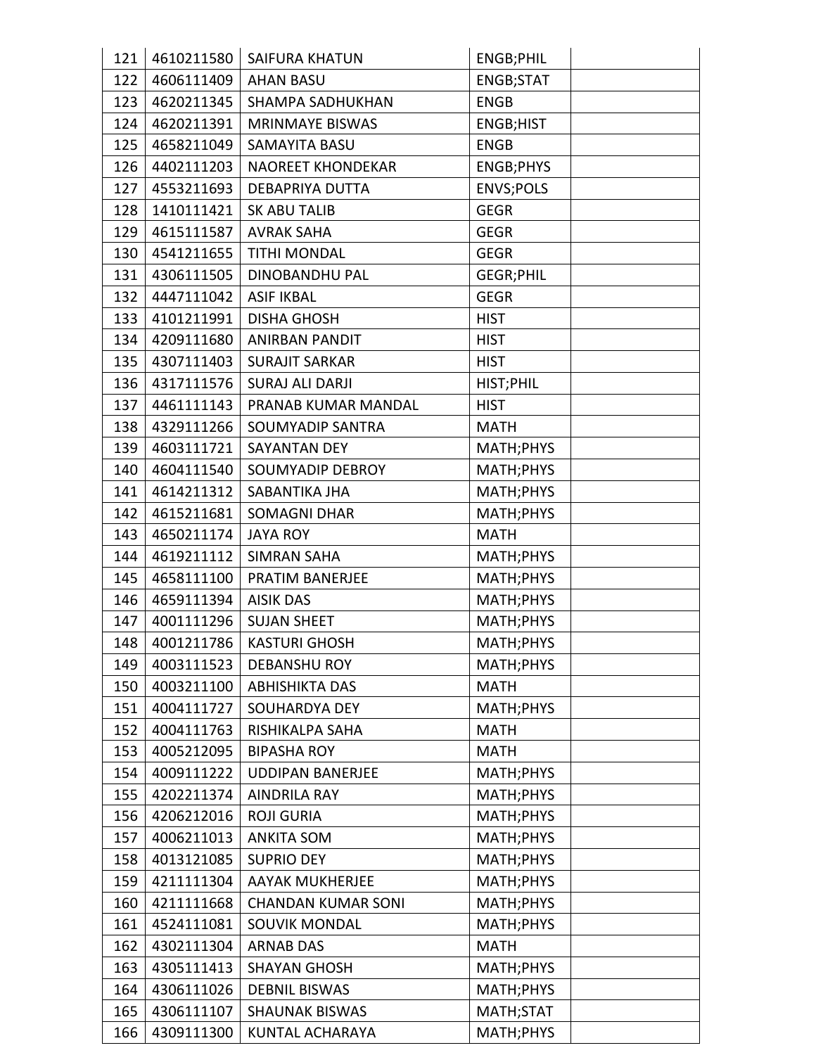| | | | | |
|---|---|---|---|---|
| 121 | 4610211580 | SAIFURA KHATUN | ENGB;PHIL | |
| 122 | 4606111409 | AHAN BASU | ENGB;STAT | |
| 123 | 4620211345 | SHAMPA SADHUKHAN | ENGB | |
| 124 | 4620211391 | MRINMAYE BISWAS | ENGB;HIST | |
| 125 | 4658211049 | SAMAYITA BASU | ENGB | |
| 126 | 4402111203 | NAOREET KHONDEKAR | ENGB;PHYS | |
| 127 | 4553211693 | DEBAPRIYA DUTTA | ENVS;POLS | |
| 128 | 1410111421 | SK ABU TALIB | GEGR | |
| 129 | 4615111587 | AVRAK SAHA | GEGR | |
| 130 | 4541211655 | TITHI MONDAL | GEGR | |
| 131 | 4306111505 | DINOBANDHU PAL | GEGR;PHIL | |
| 132 | 4447111042 | ASIF IKBAL | GEGR | |
| 133 | 4101211991 | DISHA GHOSH | HIST | |
| 134 | 4209111680 | ANIRBAN PANDIT | HIST | |
| 135 | 4307111403 | SURAJIT SARKAR | HIST | |
| 136 | 4317111576 | SURAJ ALI DARJI | HIST;PHIL | |
| 137 | 4461111143 | PRANAB KUMAR MANDAL | HIST | |
| 138 | 4329111266 | SOUMYADIP SANTRA | MATH | |
| 139 | 4603111721 | SAYANTAN DEY | MATH;PHYS | |
| 140 | 4604111540 | SOUMYADIP DEBROY | MATH;PHYS | |
| 141 | 4614211312 | SABANTIKA JHA | MATH;PHYS | |
| 142 | 4615211681 | SOMAGNI DHAR | MATH;PHYS | |
| 143 | 4650211174 | JAYA ROY | MATH | |
| 144 | 4619211112 | SIMRAN SAHA | MATH;PHYS | |
| 145 | 4658111100 | PRATIM BANERJEE | MATH;PHYS | |
| 146 | 4659111394 | AISIK DAS | MATH;PHYS | |
| 147 | 4001111296 | SUJAN SHEET | MATH;PHYS | |
| 148 | 4001211786 | KASTURI GHOSH | MATH;PHYS | |
| 149 | 4003111523 | DEBANSHU ROY | MATH;PHYS | |
| 150 | 4003211100 | ABHISHIKTA DAS | MATH | |
| 151 | 4004111727 | SOUHARDYA DEY | MATH;PHYS | |
| 152 | 4004111763 | RISHIKALPA SAHA | MATH | |
| 153 | 4005212095 | BIPASHA ROY | MATH | |
| 154 | 4009111222 | UDDIPAN BANERJEE | MATH;PHYS | |
| 155 | 4202211374 | AINDRILA RAY | MATH;PHYS | |
| 156 | 4206212016 | ROJI GURIA | MATH;PHYS | |
| 157 | 4006211013 | ANKITA SOM | MATH;PHYS | |
| 158 | 4013121085 | SUPRIO DEY | MATH;PHYS | |
| 159 | 4211111304 | AAYAK MUKHERJEE | MATH;PHYS | |
| 160 | 4211111668 | CHANDAN KUMAR SONI | MATH;PHYS | |
| 161 | 4524111081 | SOUVIK MONDAL | MATH;PHYS | |
| 162 | 4302111304 | ARNAB DAS | MATH | |
| 163 | 4305111413 | SHAYAN GHOSH | MATH;PHYS | |
| 164 | 4306111026 | DEBNIL BISWAS | MATH;PHYS | |
| 165 | 4306111107 | SHAUNAK BISWAS | MATH;STAT | |
| 166 | 4309111300 | KUNTAL ACHARAYA | MATH;PHYS | |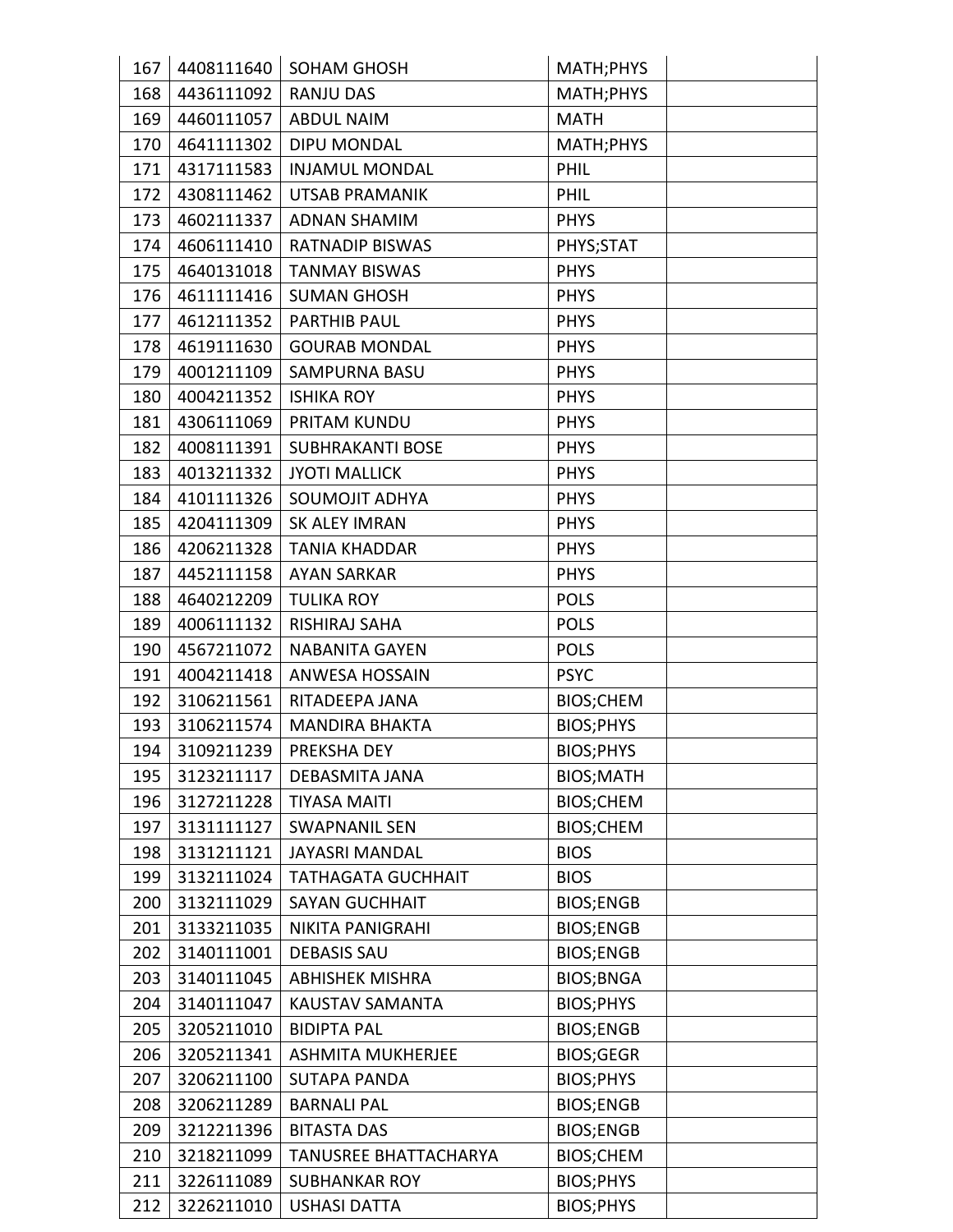| | | | | |
|---|---|---|---|---|
| 167 | 4408111640 | SOHAM GHOSH | MATH;PHYS | |
| 168 | 4436111092 | RANJU DAS | MATH;PHYS | |
| 169 | 4460111057 | ABDUL NAIM | MATH | |
| 170 | 4641111302 | DIPU MONDAL | MATH;PHYS | |
| 171 | 4317111583 | INJAMUL MONDAL | PHIL | |
| 172 | 4308111462 | UTSAB PRAMANIK | PHIL | |
| 173 | 4602111337 | ADNAN SHAMIM | PHYS | |
| 174 | 4606111410 | RATNADIP BISWAS | PHYS;STAT | |
| 175 | 4640131018 | TANMAY BISWAS | PHYS | |
| 176 | 4611111416 | SUMAN GHOSH | PHYS | |
| 177 | 4612111352 | PARTHIB PAUL | PHYS | |
| 178 | 4619111630 | GOURAB MONDAL | PHYS | |
| 179 | 4001211109 | SAMPURNA BASU | PHYS | |
| 180 | 4004211352 | ISHIKA ROY | PHYS | |
| 181 | 4306111069 | PRITAM KUNDU | PHYS | |
| 182 | 4008111391 | SUBHRAKANTI BOSE | PHYS | |
| 183 | 4013211332 | JYOTI MALLICK | PHYS | |
| 184 | 4101111326 | SOUMOJIT ADHYA | PHYS | |
| 185 | 4204111309 | SK ALEY IMRAN | PHYS | |
| 186 | 4206211328 | TANIA KHADDAR | PHYS | |
| 187 | 4452111158 | AYAN SARKAR | PHYS | |
| 188 | 4640212209 | TULIKA ROY | POLS | |
| 189 | 4006111132 | RISHIRAJ SAHA | POLS | |
| 190 | 4567211072 | NABANITA GAYEN | POLS | |
| 191 | 4004211418 | ANWESA HOSSAIN | PSYC | |
| 192 | 3106211561 | RITADEEPA JANA | BIOS;CHEM | |
| 193 | 3106211574 | MANDIRA BHAKTA | BIOS;PHYS | |
| 194 | 3109211239 | PREKSHA DEY | BIOS;PHYS | |
| 195 | 3123211117 | DEBASMITA JANA | BIOS;MATH | |
| 196 | 3127211228 | TIYASA MAITI | BIOS;CHEM | |
| 197 | 3131111127 | SWAPNANIL SEN | BIOS;CHEM | |
| 198 | 3131211121 | JAYASRI MANDAL | BIOS | |
| 199 | 3132111024 | TATHAGATA GUCHHAIT | BIOS | |
| 200 | 3132111029 | SAYAN GUCHHAIT | BIOS;ENGB | |
| 201 | 3133211035 | NIKITA PANIGRAHI | BIOS;ENGB | |
| 202 | 3140111001 | DEBASIS SAU | BIOS;ENGB | |
| 203 | 3140111045 | ABHISHEK MISHRA | BIOS;BNGA | |
| 204 | 3140111047 | KAUSTAV SAMANTA | BIOS;PHYS | |
| 205 | 3205211010 | BIDIPTA PAL | BIOS;ENGB | |
| 206 | 3205211341 | ASHMITA MUKHERJEE | BIOS;GEGR | |
| 207 | 3206211100 | SUTAPA PANDA | BIOS;PHYS | |
| 208 | 3206211289 | BARNALI PAL | BIOS;ENGB | |
| 209 | 3212211396 | BITASTA DAS | BIOS;ENGB | |
| 210 | 3218211099 | TANUSREE BHATTACHARYA | BIOS;CHEM | |
| 211 | 3226111089 | SUBHANKAR ROY | BIOS;PHYS | |
| 212 | 3226211010 | USHASI DATTA | BIOS;PHYS | |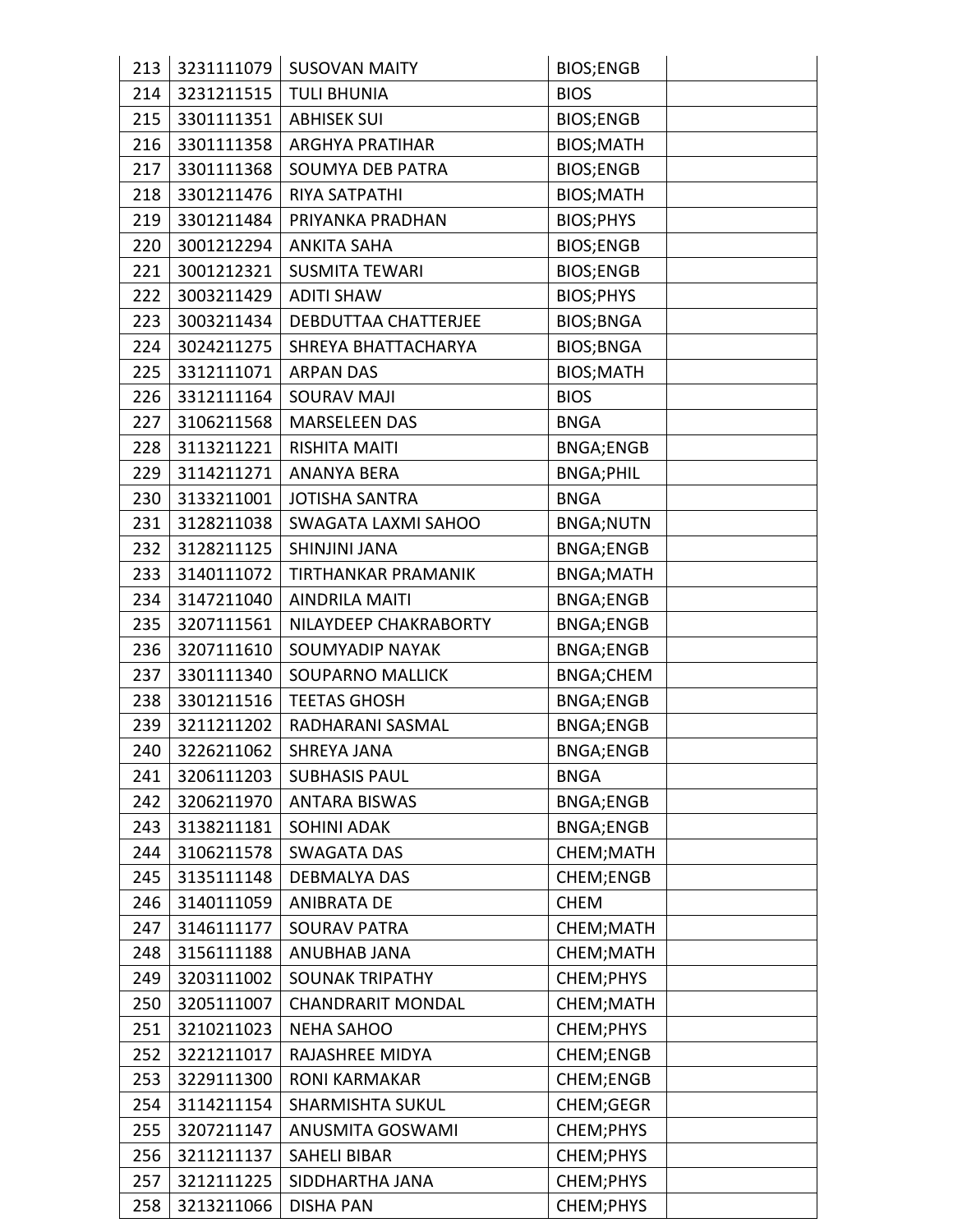| 213 | 3231111079 | SUSOVAN MAITY | BIOS;ENGB | |
|---|---|---|---|---|
| 214 | 3231211515 | TULI BHUNIA | BIOS | |
| 215 | 3301111351 | ABHISEK SUI | BIOS;ENGB | |
| 216 | 3301111358 | ARGHYA PRATIHAR | BIOS;MATH | |
| 217 | 3301111368 | SOUMYA DEB PATRA | BIOS;ENGB | |
| 218 | 3301211476 | RIYA SATPATHI | BIOS;MATH | |
| 219 | 3301211484 | PRIYANKA PRADHAN | BIOS;PHYS | |
| 220 | 3001212294 | ANKITA SAHA | BIOS;ENGB | |
| 221 | 3001212321 | SUSMITA TEWARI | BIOS;ENGB | |
| 222 | 3003211429 | ADITI SHAW | BIOS;PHYS | |
| 223 | 3003211434 | DEBDUTTAA CHATTERJEE | BIOS;BNGA | |
| 224 | 3024211275 | SHREYA BHATTACHARYA | BIOS;BNGA | |
| 225 | 3312111071 | ARPAN DAS | BIOS;MATH | |
| 226 | 3312111164 | SOURAV MAJI | BIOS | |
| 227 | 3106211568 | MARSELEEN DAS | BNGA | |
| 228 | 3113211221 | RISHITA MAITI | BNGA;ENGB | |
| 229 | 3114211271 | ANANYA BERA | BNGA;PHIL | |
| 230 | 3133211001 | JOTISHA SANTRA | BNGA | |
| 231 | 3128211038 | SWAGATA LAXMI SAHOO | BNGA;NUTN | |
| 232 | 3128211125 | SHINJINI JANA | BNGA;ENGB | |
| 233 | 3140111072 | TIRTHANKAR PRAMANIK | BNGA;MATH | |
| 234 | 3147211040 | AINDRILA MAITI | BNGA;ENGB | |
| 235 | 3207111561 | NILAYDEEP CHAKRABORTY | BNGA;ENGB | |
| 236 | 3207111610 | SOUMYADIP NAYAK | BNGA;ENGB | |
| 237 | 3301111340 | SOUPARNO MALLICK | BNGA;CHEM | |
| 238 | 3301211516 | TEETAS GHOSH | BNGA;ENGB | |
| 239 | 3211211202 | RADHARANI SASMAL | BNGA;ENGB | |
| 240 | 3226211062 | SHREYA JANA | BNGA;ENGB | |
| 241 | 3206111203 | SUBHASIS PAUL | BNGA | |
| 242 | 3206211970 | ANTARA BISWAS | BNGA;ENGB | |
| 243 | 3138211181 | SOHINI ADAK | BNGA;ENGB | |
| 244 | 3106211578 | SWAGATA DAS | CHEM;MATH | |
| 245 | 3135111148 | DEBMALYA DAS | CHEM;ENGB | |
| 246 | 3140111059 | ANIBRATA DE | CHEM | |
| 247 | 3146111177 | SOURAV PATRA | CHEM;MATH | |
| 248 | 3156111188 | ANUBHAB JANA | CHEM;MATH | |
| 249 | 3203111002 | SOUNAK TRIPATHY | CHEM;PHYS | |
| 250 | 3205111007 | CHANDRARIT MONDAL | CHEM;MATH | |
| 251 | 3210211023 | NEHA SAHOO | CHEM;PHYS | |
| 252 | 3221211017 | RAJASHREE MIDYA | CHEM;ENGB | |
| 253 | 3229111300 | RONI KARMAKAR | CHEM;ENGB | |
| 254 | 3114211154 | SHARMISHTA SUKUL | CHEM;GEGR | |
| 255 | 3207211147 | ANUSMITA GOSWAMI | CHEM;PHYS | |
| 256 | 3211211137 | SAHELI BIBAR | CHEM;PHYS | |
| 257 | 3212111225 | SIDDHARTHA JANA | CHEM;PHYS | |
| 258 | 3213211066 | DISHA PAN | CHEM;PHYS | |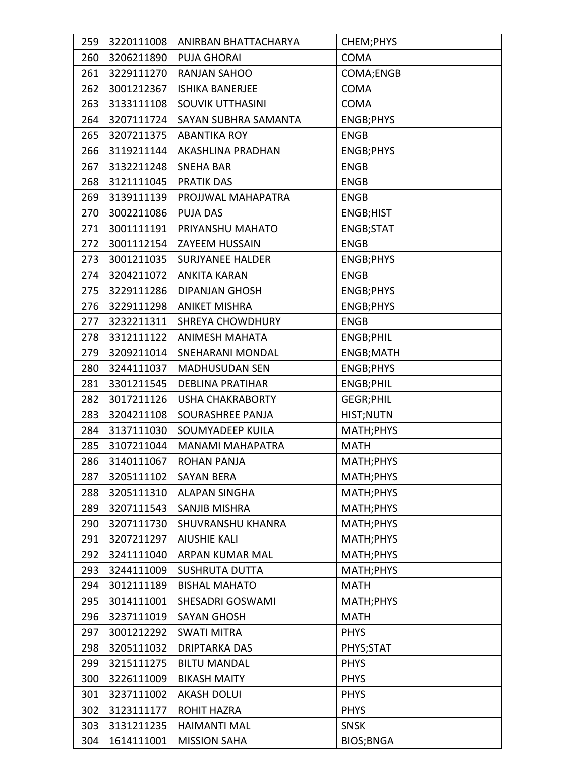| | | | | |
|---|---|---|---|---|
| 259 | 3220111008 | ANIRBAN BHATTACHARYA | CHEM;PHYS | |
| 260 | 3206211890 | PUJA GHORAI | COMA | |
| 261 | 3229111270 | RANJAN SAHOO | COMA;ENGB | |
| 262 | 3001212367 | ISHIKA BANERJEE | COMA | |
| 263 | 3133111108 | SOUVIK UTTHASINI | COMA | |
| 264 | 3207111724 | SAYAN SUBHRA SAMANTA | ENGB;PHYS | |
| 265 | 3207211375 | ABANTIKA ROY | ENGB | |
| 266 | 3119211144 | AKASHLINA PRADHAN | ENGB;PHYS | |
| 267 | 3132211248 | SNEHA BAR | ENGB | |
| 268 | 3121111045 | PRATIK DAS | ENGB | |
| 269 | 3139111139 | PROJJWAL MAHAPATRA | ENGB | |
| 270 | 3002211086 | PUJA DAS | ENGB;HIST | |
| 271 | 3001111191 | PRIYANSHU MAHATO | ENGB;STAT | |
| 272 | 3001112154 | ZAYEEM HUSSAIN | ENGB | |
| 273 | 3001211035 | SURJYANEE HALDER | ENGB;PHYS | |
| 274 | 3204211072 | ANKITA KARAN | ENGB | |
| 275 | 3229111286 | DIPANJAN GHOSH | ENGB;PHYS | |
| 276 | 3229111298 | ANIKET MISHRA | ENGB;PHYS | |
| 277 | 3232211311 | SHREYA CHOWDHURY | ENGB | |
| 278 | 3312111122 | ANIMESH MAHATA | ENGB;PHIL | |
| 279 | 3209211014 | SNEHARANI MONDAL | ENGB;MATH | |
| 280 | 3244111037 | MADHUSUDAN SEN | ENGB;PHYS | |
| 281 | 3301211545 | DEBLINA PRATIHAR | ENGB;PHIL | |
| 282 | 3017211126 | USHA CHAKRABORTY | GEGR;PHIL | |
| 283 | 3204211108 | SOURASHREE PANJA | HIST;NUTN | |
| 284 | 3137111030 | SOUMYADEEP KUILA | MATH;PHYS | |
| 285 | 3107211044 | MANAMI MAHAPATRA | MATH | |
| 286 | 3140111067 | ROHAN PANJA | MATH;PHYS | |
| 287 | 3205111102 | SAYAN BERA | MATH;PHYS | |
| 288 | 3205111310 | ALAPAN SINGHA | MATH;PHYS | |
| 289 | 3207111543 | SANJIB MISHRA | MATH;PHYS | |
| 290 | 3207111730 | SHUVRANSHU KHANRA | MATH;PHYS | |
| 291 | 3207211297 | AIUSHIE KALI | MATH;PHYS | |
| 292 | 3241111040 | ARPAN KUMAR MAL | MATH;PHYS | |
| 293 | 3244111009 | SUSHRUTA DUTTA | MATH;PHYS | |
| 294 | 3012111189 | BISHAL MAHATO | MATH | |
| 295 | 3014111001 | SHESADRI GOSWAMI | MATH;PHYS | |
| 296 | 3237111019 | SAYAN GHOSH | MATH | |
| 297 | 3001212292 | SWATI MITRA | PHYS | |
| 298 | 3205111032 | DRIPTARKA DAS | PHYS;STAT | |
| 299 | 3215111275 | BILTU MANDAL | PHYS | |
| 300 | 3226111009 | BIKASH MAITY | PHYS | |
| 301 | 3237111002 | AKASH DOLUI | PHYS | |
| 302 | 3123111177 | ROHIT HAZRA | PHYS | |
| 303 | 3131211235 | HAIMANTI MAL | SNSK | |
| 304 | 1614111001 | MISSION SAHA | BIOS;BNGA | |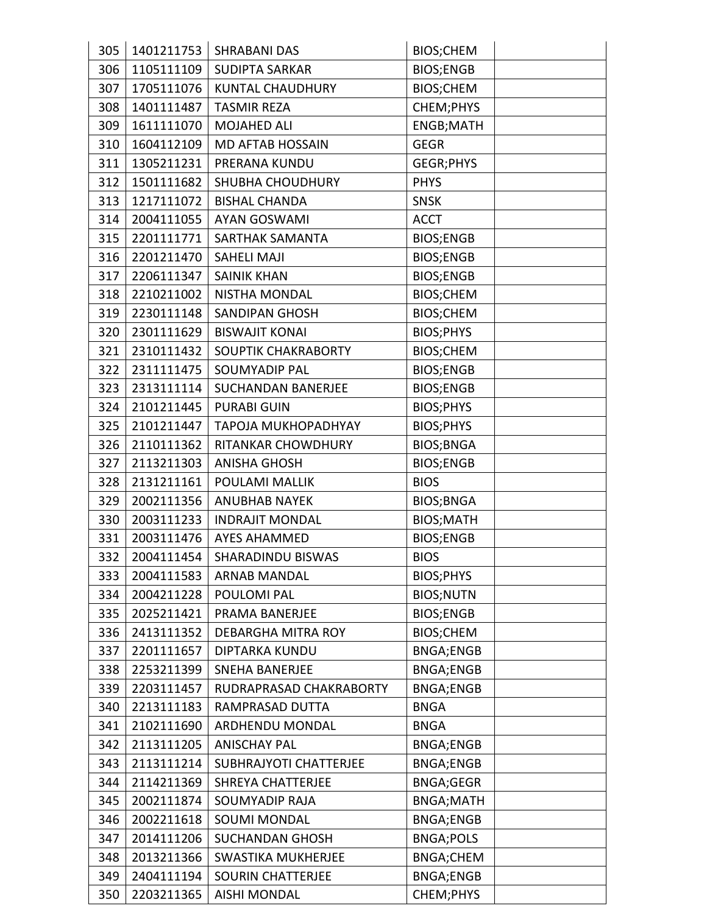| 305 | 1401211753 | SHRABANI DAS | BIOS;CHEM | |
|---|---|---|---|---|
| 306 | 1105111109 | SUDIPTA SARKAR | BIOS;ENGB | |
| 307 | 1705111076 | KUNTAL CHAUDHURY | BIOS;CHEM | |
| 308 | 1401111487 | TASMIR REZA | CHEM;PHYS | |
| 309 | 1611111070 | MOJAHED ALI | ENGB;MATH | |
| 310 | 1604112109 | MD AFTAB HOSSAIN | GEGR | |
| 311 | 1305211231 | PRERANA KUNDU | GEGR;PHYS | |
| 312 | 1501111682 | SHUBHA CHOUDHURY | PHYS | |
| 313 | 1217111072 | BISHAL CHANDA | SNSK | |
| 314 | 2004111055 | AYAN GOSWAMI | ACCT | |
| 315 | 2201111771 | SARTHAK SAMANTA | BIOS;ENGB | |
| 316 | 2201211470 | SAHELI MAJI | BIOS;ENGB | |
| 317 | 2206111347 | SAINIK KHAN | BIOS;ENGB | |
| 318 | 2210211002 | NISTHA MONDAL | BIOS;CHEM | |
| 319 | 2230111148 | SANDIPAN GHOSH | BIOS;CHEM | |
| 320 | 2301111629 | BISWAJIT KONAI | BIOS;PHYS | |
| 321 | 2310111432 | SOUPTIK CHAKRABORTY | BIOS;CHEM | |
| 322 | 2311111475 | SOUMYADIP PAL | BIOS;ENGB | |
| 323 | 2313111114 | SUCHANDAN BANERJEE | BIOS;ENGB | |
| 324 | 2101211445 | PURABI GUIN | BIOS;PHYS | |
| 325 | 2101211447 | TAPOJA MUKHOPADHYAY | BIOS;PHYS | |
| 326 | 2110111362 | RITANKAR CHOWDHURY | BIOS;BNGA | |
| 327 | 2113211303 | ANISHA GHOSH | BIOS;ENGB | |
| 328 | 2131211161 | POULAMI MALLIK | BIOS | |
| 329 | 2002111356 | ANUBHAB NAYEK | BIOS;BNGA | |
| 330 | 2003111233 | INDRAJIT MONDAL | BIOS;MATH | |
| 331 | 2003111476 | AYES AHAMMED | BIOS;ENGB | |
| 332 | 2004111454 | SHARADINDU BISWAS | BIOS | |
| 333 | 2004111583 | ARNAB MANDAL | BIOS;PHYS | |
| 334 | 2004211228 | POULOMI PAL | BIOS;NUTN | |
| 335 | 2025211421 | PRAMA BANERJEE | BIOS;ENGB | |
| 336 | 2413111352 | DEBARGHA MITRA ROY | BIOS;CHEM | |
| 337 | 2201111657 | DIPTARKA KUNDU | BNGA;ENGB | |
| 338 | 2253211399 | SNEHA BANERJEE | BNGA;ENGB | |
| 339 | 2203111457 | RUDRAPRASAD CHAKRABORTY | BNGA;ENGB | |
| 340 | 2213111183 | RAMPRASAD DUTTA | BNGA | |
| 341 | 2102111690 | ARDHENDU MONDAL | BNGA | |
| 342 | 2113111205 | ANISCHAY PAL | BNGA;ENGB | |
| 343 | 2113111214 | SUBHRAJYOTI CHATTERJEE | BNGA;ENGB | |
| 344 | 2114211369 | SHREYA CHATTERJEE | BNGA;GEGR | |
| 345 | 2002111874 | SOUMYADIP RAJA | BNGA;MATH | |
| 346 | 2002211618 | SOUMI MONDAL | BNGA;ENGB | |
| 347 | 2014111206 | SUCHANDAN GHOSH | BNGA;POLS | |
| 348 | 2013211366 | SWASTIKA MUKHERJEE | BNGA;CHEM | |
| 349 | 2404111194 | SOURIN CHATTERJEE | BNGA;ENGB | |
| 350 | 2203211365 | AISHI MONDAL | CHEM;PHYS | |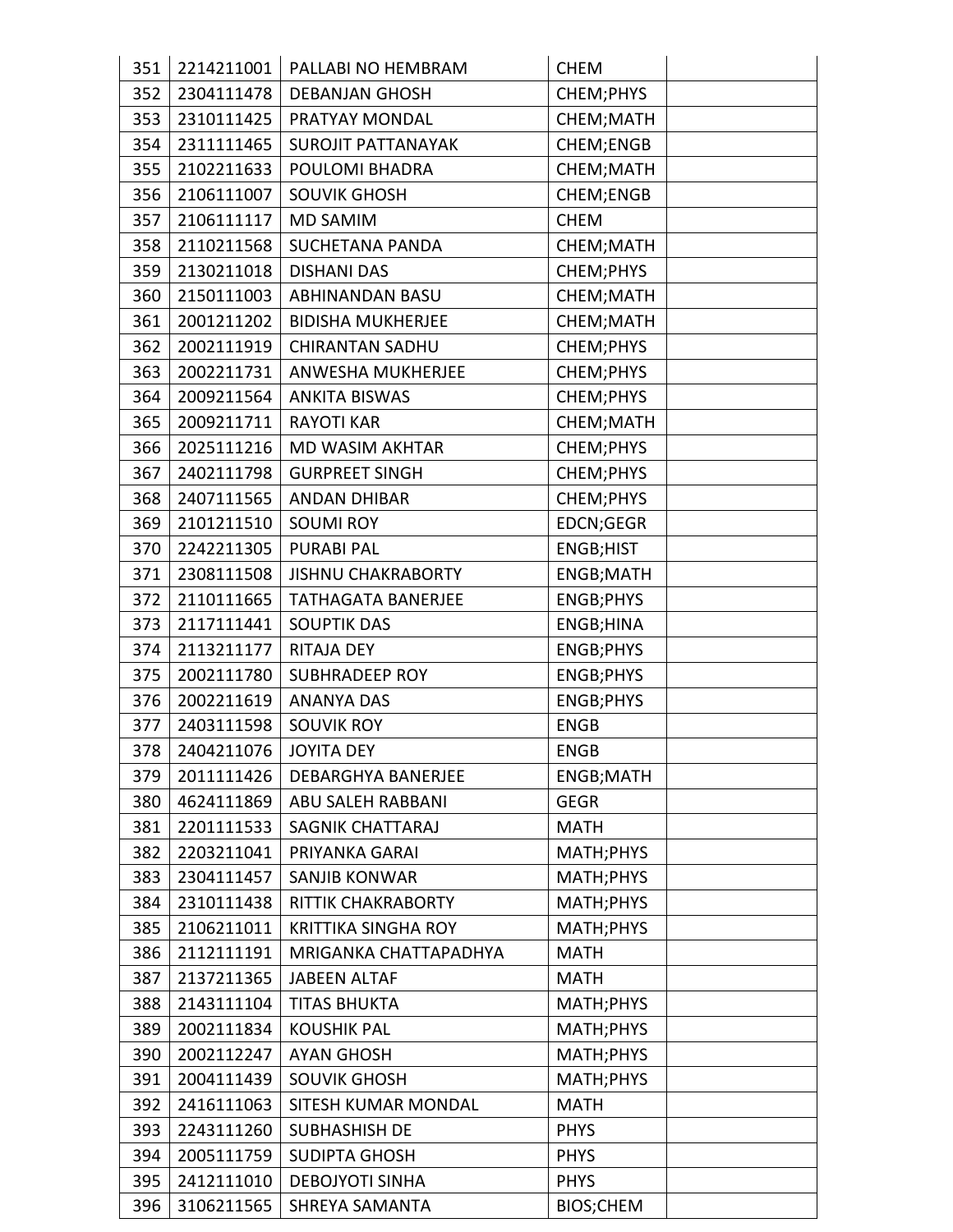| | | | | |
|---|---|---|---|---|
| 351 | 2214211001 | PALLABI NO HEMBRAM | CHEM | |
| 352 | 2304111478 | DEBANJAN GHOSH | CHEM;PHYS | |
| 353 | 2310111425 | PRATYAY MONDAL | CHEM;MATH | |
| 354 | 2311111465 | SUROJIT PATTANAYAK | CHEM;ENGB | |
| 355 | 2102211633 | POULOMI BHADRA | CHEM;MATH | |
| 356 | 2106111007 | SOUVIK GHOSH | CHEM;ENGB | |
| 357 | 2106111117 | MD SAMIM | CHEM | |
| 358 | 2110211568 | SUCHETANA PANDA | CHEM;MATH | |
| 359 | 2130211018 | DISHANI DAS | CHEM;PHYS | |
| 360 | 2150111003 | ABHINANDAN BASU | CHEM;MATH | |
| 361 | 2001211202 | BIDISHA MUKHERJEE | CHEM;MATH | |
| 362 | 2002111919 | CHIRANTAN SADHU | CHEM;PHYS | |
| 363 | 2002211731 | ANWESHA MUKHERJEE | CHEM;PHYS | |
| 364 | 2009211564 | ANKITA BISWAS | CHEM;PHYS | |
| 365 | 2009211711 | RAYOTI KAR | CHEM;MATH | |
| 366 | 2025111216 | MD WASIM AKHTAR | CHEM;PHYS | |
| 367 | 2402111798 | GURPREET SINGH | CHEM;PHYS | |
| 368 | 2407111565 | ANDAN DHIBAR | CHEM;PHYS | |
| 369 | 2101211510 | SOUMI ROY | EDCN;GEGR | |
| 370 | 2242211305 | PURABI PAL | ENGB;HIST | |
| 371 | 2308111508 | JISHNU CHAKRABORTY | ENGB;MATH | |
| 372 | 2110111665 | TATHAGATA BANERJEE | ENGB;PHYS | |
| 373 | 2117111441 | SOUPTIK DAS | ENGB;HINA | |
| 374 | 2113211177 | RITAJA DEY | ENGB;PHYS | |
| 375 | 2002111780 | SUBHRADEEP ROY | ENGB;PHYS | |
| 376 | 2002211619 | ANANYA DAS | ENGB;PHYS | |
| 377 | 2403111598 | SOUVIK ROY | ENGB | |
| 378 | 2404211076 | JOYITA DEY | ENGB | |
| 379 | 2011111426 | DEBARGHYA BANERJEE | ENGB;MATH | |
| 380 | 4624111869 | ABU SALEH RABBANI | GEGR | |
| 381 | 2201111533 | SAGNIK CHATTARAJ | MATH | |
| 382 | 2203211041 | PRIYANKA GARAI | MATH;PHYS | |
| 383 | 2304111457 | SANJIB KONWAR | MATH;PHYS | |
| 384 | 2310111438 | RITTIK CHAKRABORTY | MATH;PHYS | |
| 385 | 2106211011 | KRITTIKA SINGHA ROY | MATH;PHYS | |
| 386 | 2112111191 | MRIGANKA CHATTAPADHYA | MATH | |
| 387 | 2137211365 | JABEEN ALTAF | MATH | |
| 388 | 2143111104 | TITAS BHUKTA | MATH;PHYS | |
| 389 | 2002111834 | KOUSHIK PAL | MATH;PHYS | |
| 390 | 2002112247 | AYAN GHOSH | MATH;PHYS | |
| 391 | 2004111439 | SOUVIK GHOSH | MATH;PHYS | |
| 392 | 2416111063 | SITESH KUMAR MONDAL | MATH | |
| 393 | 2243111260 | SUBHASHISH DE | PHYS | |
| 394 | 2005111759 | SUDIPTA GHOSH | PHYS | |
| 395 | 2412111010 | DEBOJYOTI SINHA | PHYS | |
| 396 | 3106211565 | SHREYA SAMANTA | BIOS;CHEM | |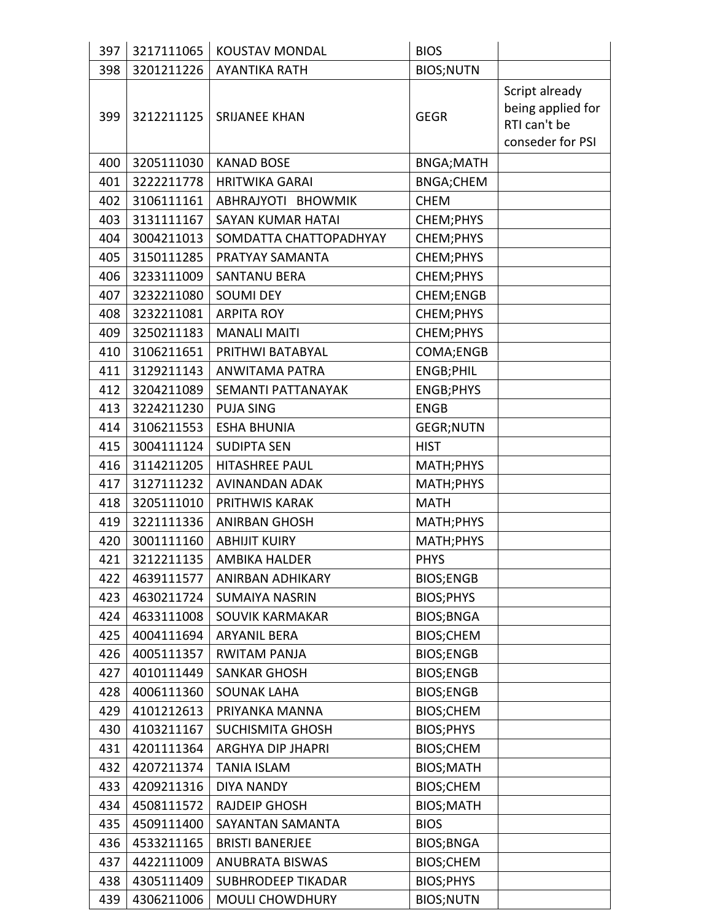| | | | | |
|---|---|---|---|---|
| 397 | 3217111065 | KOUSTAV MONDAL | BIOS | |
| 398 | 3201211226 | AYANTIKA RATH | BIOS;NUTN | |
| 399 | 3212211125 | SRIJANEE KHAN | GEGR | Script already being applied for RTI can't be conseder for PSI |
| 400 | 3205111030 | KANAD BOSE | BNGA;MATH | |
| 401 | 3222211778 | HRITWIKA GARAI | BNGA;CHEM | |
| 402 | 3106111161 | ABHRAJYOTI BHOWMIK | CHEM | |
| 403 | 3131111167 | SAYAN KUMAR HATAI | CHEM;PHYS | |
| 404 | 3004211013 | SOMDATTA CHATTOPADHYAY | CHEM;PHYS | |
| 405 | 3150111285 | PRATYAY SAMANTA | CHEM;PHYS | |
| 406 | 3233111009 | SANTANU BERA | CHEM;PHYS | |
| 407 | 3232211080 | SOUMI DEY | CHEM;ENGB | |
| 408 | 3232211081 | ARPITA ROY | CHEM;PHYS | |
| 409 | 3250211183 | MANALI MAITI | CHEM;PHYS | |
| 410 | 3106211651 | PRITHWI BATABYAL | COMA;ENGB | |
| 411 | 3129211143 | ANWITAMA PATRA | ENGB;PHIL | |
| 412 | 3204211089 | SEMANTI PATTANAYAK | ENGB;PHYS | |
| 413 | 3224211230 | PUJA SING | ENGB | |
| 414 | 3106211553 | ESHA BHUNIA | GEGR;NUTN | |
| 415 | 3004111124 | SUDIPTA SEN | HIST | |
| 416 | 3114211205 | HITASHREE PAUL | MATH;PHYS | |
| 417 | 3127111232 | AVINANDAN ADAK | MATH;PHYS | |
| 418 | 3205111010 | PRITHWIS KARAK | MATH | |
| 419 | 3221111336 | ANIRBAN GHOSH | MATH;PHYS | |
| 420 | 3001111160 | ABHIJIT KUIRY | MATH;PHYS | |
| 421 | 3212211135 | AMBIKA HALDER | PHYS | |
| 422 | 4639111577 | ANIRBAN ADHIKARY | BIOS;ENGB | |
| 423 | 4630211724 | SUMAIYA NASRIN | BIOS;PHYS | |
| 424 | 4633111008 | SOUVIK KARMAKAR | BIOS;BNGA | |
| 425 | 4004111694 | ARYANIL BERA | BIOS;CHEM | |
| 426 | 4005111357 | RWITAM PANJA | BIOS;ENGB | |
| 427 | 4010111449 | SANKAR GHOSH | BIOS;ENGB | |
| 428 | 4006111360 | SOUNAK LAHA | BIOS;ENGB | |
| 429 | 4101212613 | PRIYANKA MANNA | BIOS;CHEM | |
| 430 | 4103211167 | SUCHISMITA GHOSH | BIOS;PHYS | |
| 431 | 4201111364 | ARGHYA DIP JHAPRI | BIOS;CHEM | |
| 432 | 4207211374 | TANIA ISLAM | BIOS;MATH | |
| 433 | 4209211316 | DIYA NANDY | BIOS;CHEM | |
| 434 | 4508111572 | RAJDEIP GHOSH | BIOS;MATH | |
| 435 | 4509111400 | SAYANTAN SAMANTA | BIOS | |
| 436 | 4533211165 | BRISTI BANERJEE | BIOS;BNGA | |
| 437 | 4422111009 | ANUBRATA BISWAS | BIOS;CHEM | |
| 438 | 4305111409 | SUBHRODEEP TIKADAR | BIOS;PHYS | |
| 439 | 4306211006 | MOULI CHOWDHURY | BIOS;NUTN | |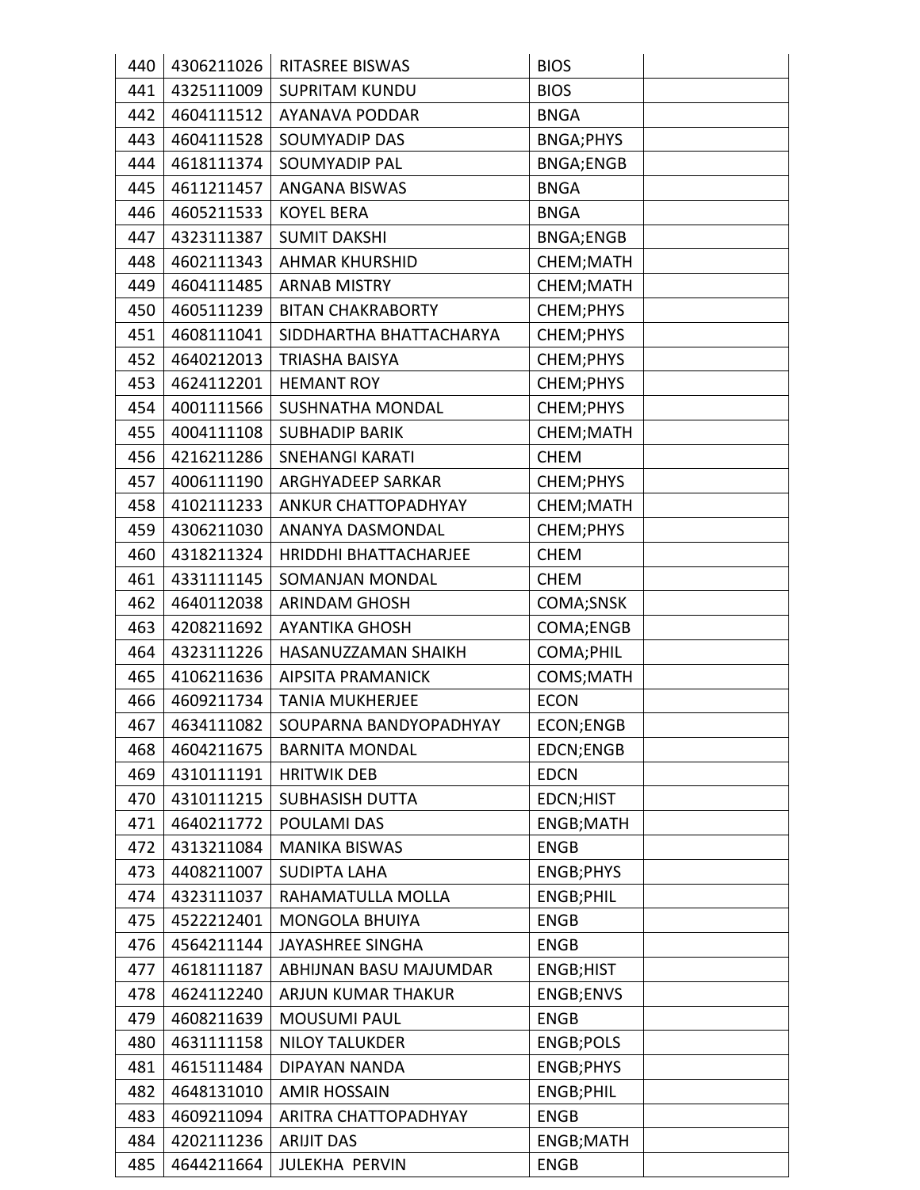| | | | | |
|---|---|---|---|---|
| 440 | 4306211026 | RITASREE BISWAS | BIOS | |
| 441 | 4325111009 | SUPRITAM KUNDU | BIOS | |
| 442 | 4604111512 | AYANAVA PODDAR | BNGA | |
| 443 | 4604111528 | SOUMYADIP DAS | BNGA;PHYS | |
| 444 | 4618111374 | SOUMYADIP PAL | BNGA;ENGB | |
| 445 | 4611211457 | ANGANA BISWAS | BNGA | |
| 446 | 4605211533 | KOYEL BERA | BNGA | |
| 447 | 4323111387 | SUMIT DAKSHI | BNGA;ENGB | |
| 448 | 4602111343 | AHMAR KHURSHID | CHEM;MATH | |
| 449 | 4604111485 | ARNAB MISTRY | CHEM;MATH | |
| 450 | 4605111239 | BITAN CHAKRABORTY | CHEM;PHYS | |
| 451 | 4608111041 | SIDDHARTHA BHATTACHARYA | CHEM;PHYS | |
| 452 | 4640212013 | TRIASHA BAISYA | CHEM;PHYS | |
| 453 | 4624112201 | HEMANT ROY | CHEM;PHYS | |
| 454 | 4001111566 | SUSHNATHA MONDAL | CHEM;PHYS | |
| 455 | 4004111108 | SUBHADIP BARIK | CHEM;MATH | |
| 456 | 4216211286 | SNEHANGI KARATI | CHEM | |
| 457 | 4006111190 | ARGHYADEEP SARKAR | CHEM;PHYS | |
| 458 | 4102111233 | ANKUR CHATTOPADHYAY | CHEM;MATH | |
| 459 | 4306211030 | ANANYA DASMONDAL | CHEM;PHYS | |
| 460 | 4318211324 | HRIDDHI BHATTACHARJEE | CHEM | |
| 461 | 4331111145 | SOMANJAN MONDAL | CHEM | |
| 462 | 4640112038 | ARINDAM GHOSH | COMA;SNSK | |
| 463 | 4208211692 | AYANTIKA GHOSH | COMA;ENGB | |
| 464 | 4323111226 | HASANUZZAMAN SHAIKH | COMA;PHIL | |
| 465 | 4106211636 | AIPSITA PRAMANICK | COMS;MATH | |
| 466 | 4609211734 | TANIA MUKHERJEE | ECON | |
| 467 | 4634111082 | SOUPARNA BANDYOPADHYAY | ECON;ENGB | |
| 468 | 4604211675 | BARNITA MONDAL | EDCN;ENGB | |
| 469 | 4310111191 | HRITWIK DEB | EDCN | |
| 470 | 4310111215 | SUBHASISH DUTTA | EDCN;HIST | |
| 471 | 4640211772 | POULAMI DAS | ENGB;MATH | |
| 472 | 4313211084 | MANIKA BISWAS | ENGB | |
| 473 | 4408211007 | SUDIPTA LAHA | ENGB;PHYS | |
| 474 | 4323111037 | RAHAMATULLA MOLLA | ENGB;PHIL | |
| 475 | 4522212401 | MONGOLA BHUIYA | ENGB | |
| 476 | 4564211144 | JAYASHREE SINGHA | ENGB | |
| 477 | 4618111187 | ABHIJNAN BASU MAJUMDAR | ENGB;HIST | |
| 478 | 4624112240 | ARJUN KUMAR THAKUR | ENGB;ENVS | |
| 479 | 4608211639 | MOUSUMI PAUL | ENGB | |
| 480 | 4631111158 | NILOY TALUKDER | ENGB;POLS | |
| 481 | 4615111484 | DIPAYAN NANDA | ENGB;PHYS | |
| 482 | 4648131010 | AMIR HOSSAIN | ENGB;PHIL | |
| 483 | 4609211094 | ARITRA CHATTOPADHYAY | ENGB | |
| 484 | 4202111236 | ARIJIT DAS | ENGB;MATH | |
| 485 | 4644211664 | JULEKHA PERVIN | ENGB | |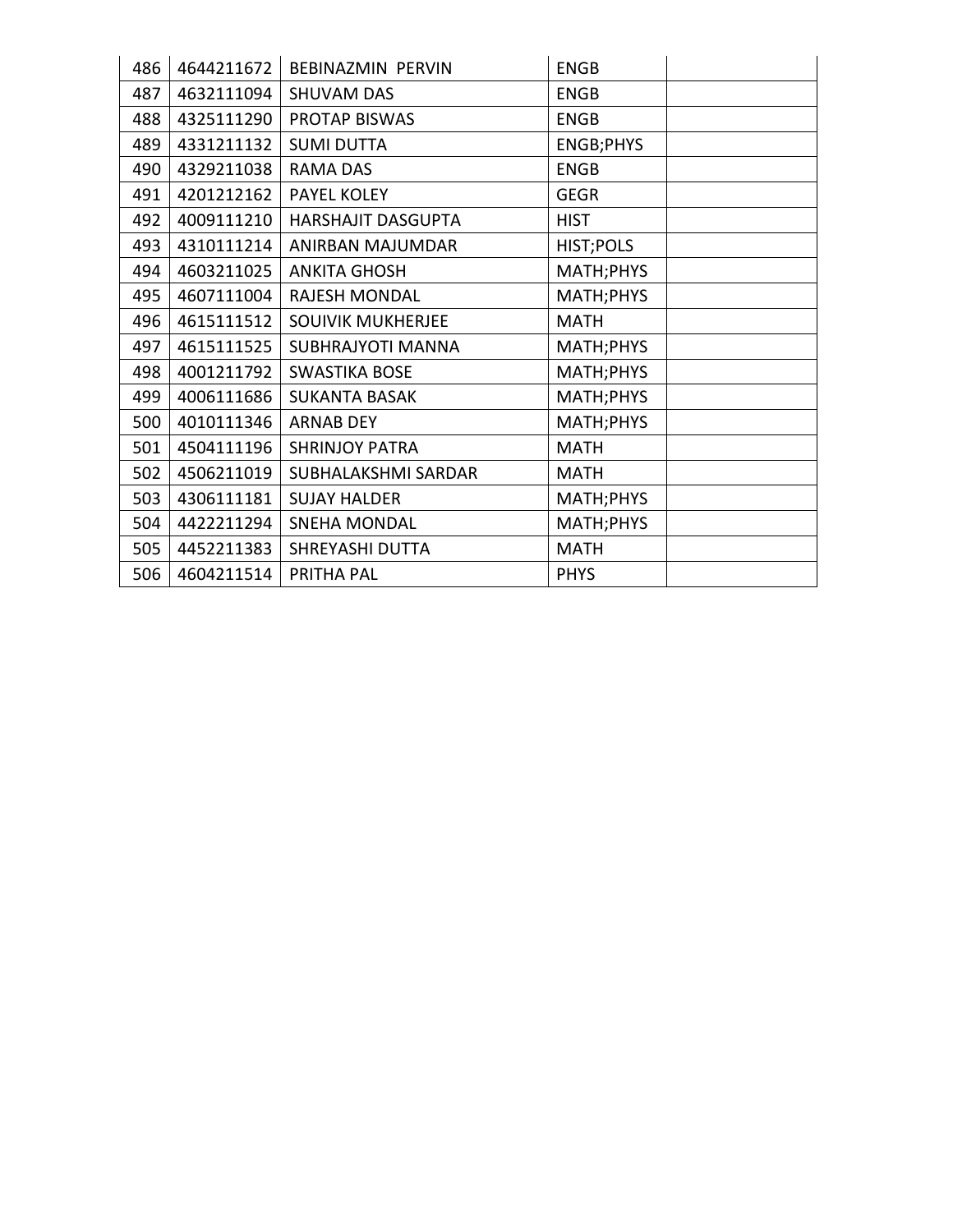| | | | | |
|---|---|---|---|---|
| 486 | 4644211672 | BEBINAZMIN PERVIN | ENGB | |
| 487 | 4632111094 | SHUVAM DAS | ENGB | |
| 488 | 4325111290 | PROTAP BISWAS | ENGB | |
| 489 | 4331211132 | SUMI DUTTA | ENGB;PHYS | |
| 490 | 4329211038 | RAMA DAS | ENGB | |
| 491 | 4201212162 | PAYEL KOLEY | GEGR | |
| 492 | 4009111210 | HARSHAJIT DASGUPTA | HIST | |
| 493 | 4310111214 | ANIRBAN MAJUMDAR | HIST;POLS | |
| 494 | 4603211025 | ANKITA GHOSH | MATH;PHYS | |
| 495 | 4607111004 | RAJESH MONDAL | MATH;PHYS | |
| 496 | 4615111512 | SOUIVIK MUKHERJEE | MATH | |
| 497 | 4615111525 | SUBHRAJYOTI MANNA | MATH;PHYS | |
| 498 | 4001211792 | SWASTIKA BOSE | MATH;PHYS | |
| 499 | 4006111686 | SUKANTA BASAK | MATH;PHYS | |
| 500 | 4010111346 | ARNAB DEY | MATH;PHYS | |
| 501 | 4504111196 | SHRINJOY PATRA | MATH | |
| 502 | 4506211019 | SUBHALAKSHMI SARDAR | MATH | |
| 503 | 4306111181 | SUJAY HALDER | MATH;PHYS | |
| 504 | 4422211294 | SNEHA MONDAL | MATH;PHYS | |
| 505 | 4452211383 | SHREYASHI DUTTA | MATH | |
| 506 | 4604211514 | PRITHA PAL | PHYS | |